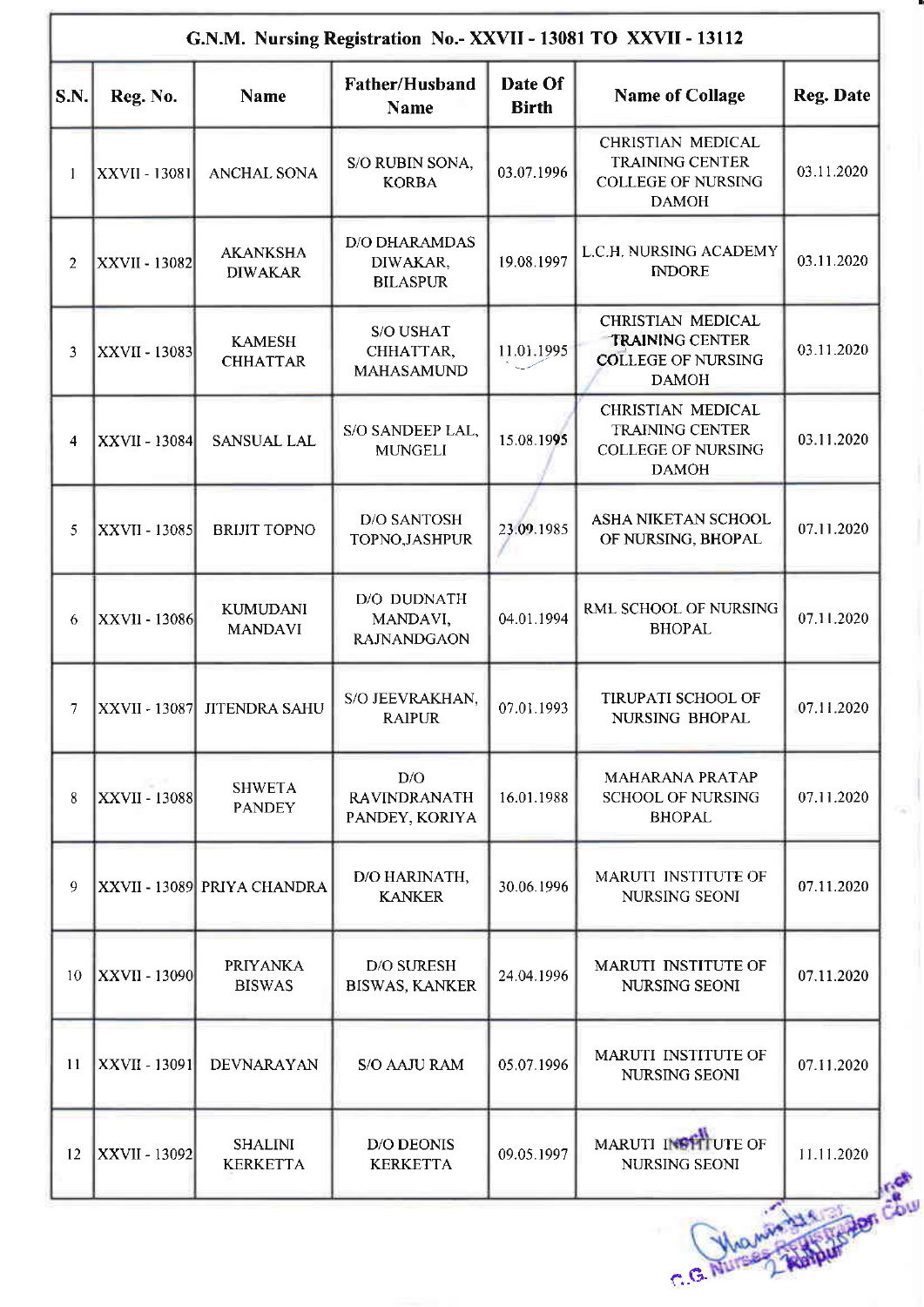| G.N.M. Nursing Registration No.- XXVII - 13081 TO XXVII - 13112 | | | | | | |
|---|---|---|---|---|---|---|
| **S.N.** | **Reg. No.** | **Name** | **Father/Husband Name** | **Date Of Birth** | **Name of Collage** | **Reg. Date** |
| 1 | XXVII - 13081 | ANCHAL SONA | S/O RUBIN SONA, KORBA | 03.07.1996 | CHRISTIAN MEDICAL TRAINING CENTER COLLEGE OF NURSING DAMOH | 03.11.2020 |
| 2 | XXVII - 13082 | AKANKSHA DIWAKAR | D/O DHARAMDAS DIWAKAR, BILASPUR | 19.08.1997 | L.C.H. NURSING ACADEMY INDORE | 03.11.2020 |
| 3 | XXVII - 13083 | KAMESH CHHATTAR | S/O USHAT CHHATTAR, MAHASAMUND | 11.01.1995 | CHRISTIAN MEDICAL TRAINING CENTER COLLEGE OF NURSING DAMOH | 03.11.2020 |
| 4 | XXVII - 13084 | SANSUAL LAL | S/O SANDEEP LAL, MUNGELI | 15.08.1995 | CHRISTIAN MEDICAL TRAINING CENTER COLLEGE OF NURSING DAMOH | 03.11.2020 |
| 5 | XXVII - 13085 | BRIJIT TOPNO | D/O SANTOSH TOPNO,JASHPUR | 23.09.1985 | ASHA NIKETAN SCHOOL OF NURSING, BHOPAL | 07.11.2020 |
| 6 | XXVII - 13086 | KUMUDANI MANDAVI | D/O DUDNATH MANDAVI, RAJNANDGAON | 04.01.1994 | RML SCHOOL OF NURSING BHOPAL | 07.11.2020 |
| 7 | XXVII - 13087 | JITENDRA SAHU | S/O JEEVRAKHAN, RAIPUR | 07.01.1993 | TIRUPATI SCHOOL OF NURSING BHOPAL | 07.11.2020 |
| 8 | XXVII - 13088 | SHWETA PANDEY | D/O RAVINDRANATH PANDEY, KORIYA | 16.01.1988 | MAHARANA PRATAP SCHOOL OF NURSING BHOPAL | 07.11.2020 |
| 9 | XXVII - 13089 | PRIYA CHANDRA | D/O HARINATH, KANKER | 30.06.1996 | MARUTI INSTITUTE OF NURSING SEONI | 07.11.2020 |
| 10 | XXVII - 13090 | PRIYANKA BISWAS | D/O SURESH BISWAS, KANKER | 24.04.1996 | MARUTI INSTITUTE OF NURSING SEONI | 07.11.2020 |
| 11 | XXVII - 13091 | DEVNARAYAN | S/O AAJU RAM | 05.07.1996 | MARUTI INSTITUTE OF NURSING SEONI | 07.11.2020 |
| 12 | XXVII - 13092 | SHALINI KERKETTA | D/O DEONIS KERKETTA | 09.05.1997 | MARUTI INSTITUTE OF NURSING SEONI | 11.11.2020 |

Registrar
C.G. Nurses Registration Council
Raipur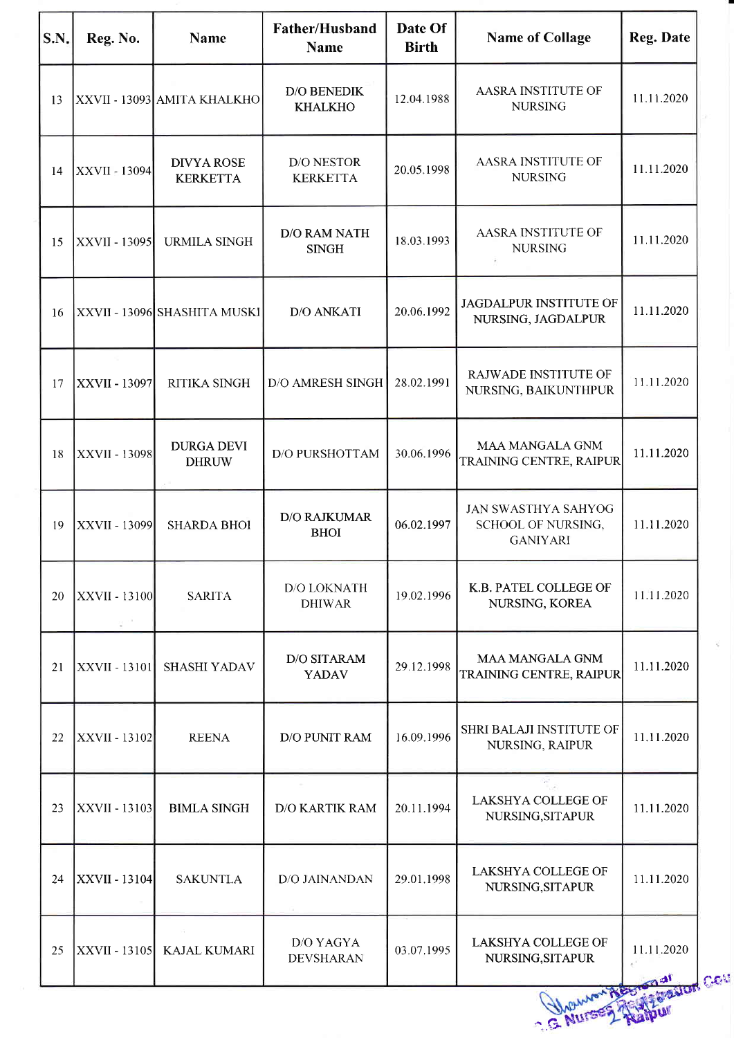| S.N. | Reg. No. | Name | Father/Husband Name | Date Of Birth | Name of Collage | Reg. Date |
|---|---|---|---|---|---|---|
| 13 | XXVII - 13093 | AMITA KHALKHO | D/O BENEDIK KHALKHO | 12.04.1988 | AASRA INSTITUTE OF NURSING | 11.11.2020 |
| 14 | XXVII - 13094 | DIVYA ROSE KERKETTA | D/O NESTOR KERKETTA | 20.05.1998 | AASRA INSTITUTE OF NURSING | 11.11.2020 |
| 15 | XXVII - 13095 | URMILA SINGH | D/O RAM NATH SINGH | 18.03.1993 | AASRA INSTITUTE OF NURSING | 11.11.2020 |
| 16 | XXVII - 13096 | SHASHITA MUSKI | D/O ANKATI | 20.06.1992 | JAGDALPUR INSTITUTE OF NURSING, JAGDALPUR | 11.11.2020 |
| 17 | XXVII - 13097 | RITIKA SINGH | D/O AMRESH SINGH | 28.02.1991 | RAJWADE INSTITUTE OF NURSING, BAIKUNTHPUR | 11.11.2020 |
| 18 | XXVII - 13098 | DURGA DEVI DHRUW | D/O PURSHOTTAM | 30.06.1996 | MAA MANGALA GNM TRAINING CENTRE, RAIPUR | 11.11.2020 |
| 19 | XXVII - 13099 | SHARDA BHOI | D/O RAJKUMAR BHOI | 06.02.1997 | JAN SWASTHYA SAHYOG SCHOOL OF NURSING, GANIYARI | 11.11.2020 |
| 20 | XXVII - 13100 | SARITA | D/O LOKNATH DHIWAR | 19.02.1996 | K.B. PATEL COLLEGE OF NURSING, KOREA | 11.11.2020 |
| 21 | XXVII - 13101 | SHASHI YADAV | D/O SITARAM YADAV | 29.12.1998 | MAA MANGALA GNM TRAINING CENTRE, RAIPUR | 11.11.2020 |
| 22 | XXVII - 13102 | REENA | D/O PUNIT RAM | 16.09.1996 | SHRI BALAJI INSTITUTE OF NURSING, RAIPUR | 11.11.2020 |
| 23 | XXVII - 13103 | BIMLA SINGH | D/O KARTIK RAM | 20.11.1994 | LAKSHYA COLLEGE OF NURSING,SITAPUR | 11.11.2020 |
| 24 | XXVII - 13104 | SAKUNTLA | D/O JAINANDAN | 29.01.1998 | LAKSHYA COLLEGE OF NURSING,SITAPUR | 11.11.2020 |
| 25 | XXVII - 13105 | KAJAL KUMARI | D/O YAGYA DEVSHARAN | 03.07.1995 | LAKSHYA COLLEGE OF NURSING,SITAPUR | 11.11.2020 |

Registrar
C.G. Nurses Registration Council
Raipur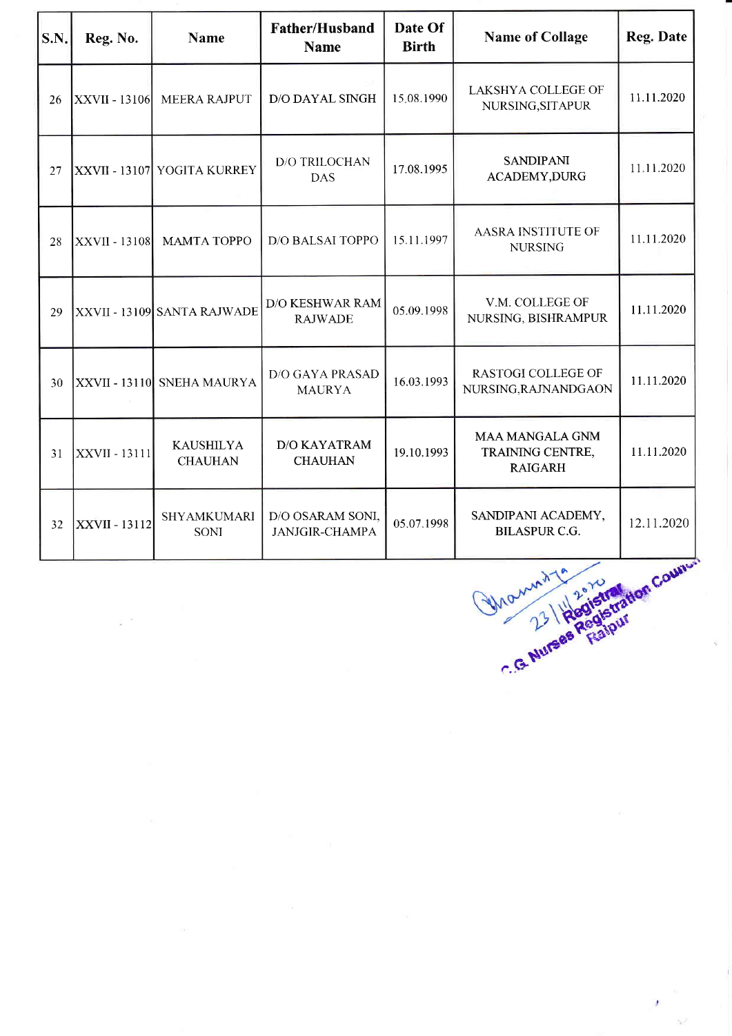| S.N. | Reg. No. | Name | Father/Husband Name | Date Of Birth | Name of Collage | Reg. Date |
|---|---|---|---|---|---|---|
| 26 | XXVII - 13106 | MEERA RAJPUT | D/O DAYAL SINGH | 15.08.1990 | LAKSHYA COLLEGE OF NURSING,SITAPUR | 11.11.2020 |
| 27 | XXVII - 13107 | YOGITA KURREY | D/O TRILOCHAN DAS | 17.08.1995 | SANDIPANI ACADEMY,DURG | 11.11.2020 |
| 28 | XXVII - 13108 | MAMTA TOPPO | D/O BALSAI TOPPO | 15.11.1997 | AASRA INSTITUTE OF NURSING | 11.11.2020 |
| 29 | XXVII - 13109 | SANTA RAJWADE | D/O KESHWAR RAM RAJWADE | 05.09.1998 | V.M. COLLEGE OF NURSING, BISHRAMPUR | 11.11.2020 |
| 30 | XXVII - 13110 | SNEHA MAURYA | D/O GAYA PRASAD MAURYA | 16.03.1993 | RASTOGI COLLEGE OF NURSING,RAJNANDGAON | 11.11.2020 |
| 31 | XXVII - 13111 | KAUSHILYA CHAUHAN | D/O KAYATRAM CHAUHAN | 19.10.1993 | MAA MANGALA GNM TRAINING CENTRE, RAIGARH | 11.11.2020 |
| 32 | XXVII - 13112 | SHYAMKUMARI SONI | D/O OSARAM SONI, JANJGIR-CHAMPA | 05.07.1998 | SANDIPANI ACADEMY, BILASPUR C.G. | 12.11.2020 |

23/11/2020

Registrar
C.G. Nurses Registration Council
Raipur